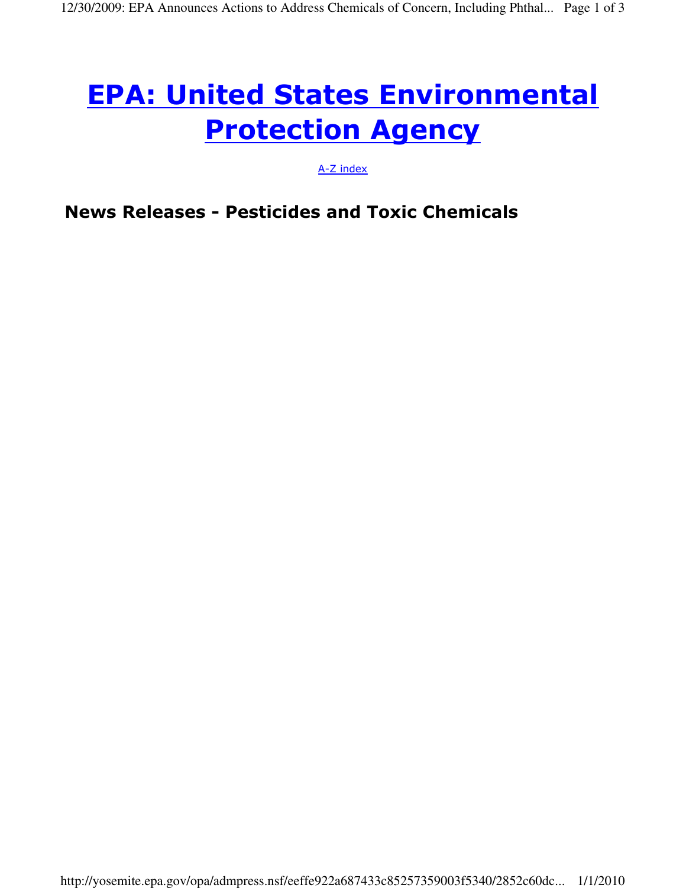# EPA: United States Environmental Protection Agency

A-Z index

## News Releases - Pesticides and Toxic Chemicals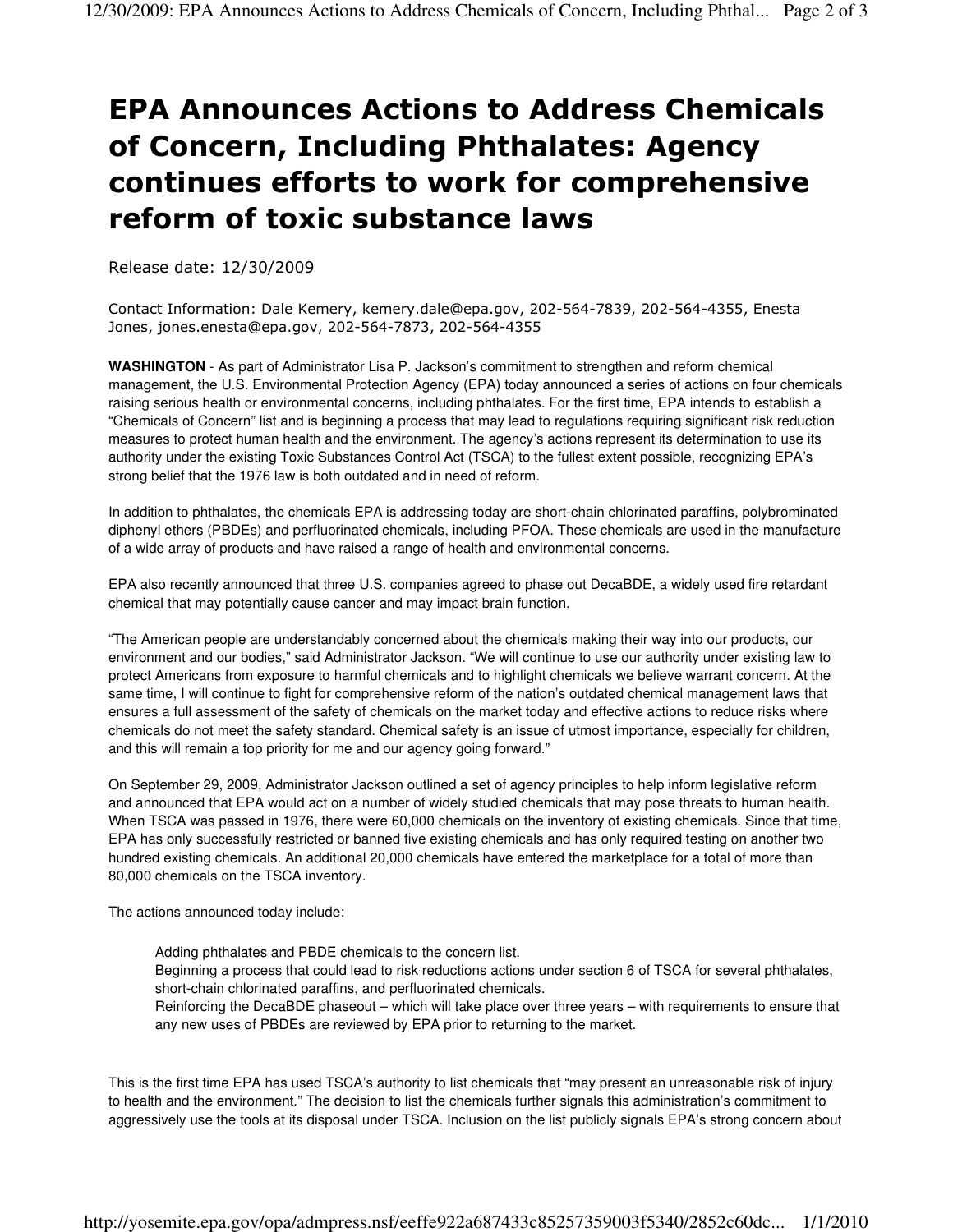# EPA Announces Actions to Address Chemicals of Concern, Including Phthalates: Agency continues efforts to work for comprehensive reform of toxic substance laws

Release date: 12/30/2009

Contact Information: Dale Kemery, kemery.dale@epa.gov, 202-564-7839, 202-564-4355, Enesta Jones, jones.enesta@epa.gov, 202-564-7873, 202-564-4355

**WASHINGTON** - As part of Administrator Lisa P. Jackson's commitment to strengthen and reform chemical management, the U.S. Environmental Protection Agency (EPA) today announced a series of actions on four chemicals raising serious health or environmental concerns, including phthalates. For the first time, EPA intends to establish a "Chemicals of Concern" list and is beginning a process that may lead to regulations requiring significant risk reduction measures to protect human health and the environment. The agency's actions represent its determination to use its authority under the existing Toxic Substances Control Act (TSCA) to the fullest extent possible, recognizing EPA's strong belief that the 1976 law is both outdated and in need of reform.

In addition to phthalates, the chemicals EPA is addressing today are short-chain chlorinated paraffins, polybrominated diphenyl ethers (PBDEs) and perfluorinated chemicals, including PFOA. These chemicals are used in the manufacture of a wide array of products and have raised a range of health and environmental concerns.

EPA also recently announced that three U.S. companies agreed to phase out DecaBDE, a widely used fire retardant chemical that may potentially cause cancer and may impact brain function.

"The American people are understandably concerned about the chemicals making their way into our products, our environment and our bodies," said Administrator Jackson. "We will continue to use our authority under existing law to protect Americans from exposure to harmful chemicals and to highlight chemicals we believe warrant concern. At the same time, I will continue to fight for comprehensive reform of the nation's outdated chemical management laws that ensures a full assessment of the safety of chemicals on the market today and effective actions to reduce risks where chemicals do not meet the safety standard. Chemical safety is an issue of utmost importance, especially for children, and this will remain a top priority for me and our agency going forward."

On September 29, 2009, Administrator Jackson outlined a set of agency principles to help inform legislative reform and announced that EPA would act on a number of widely studied chemicals that may pose threats to human health. When TSCA was passed in 1976, there were 60,000 chemicals on the inventory of existing chemicals. Since that time, EPA has only successfully restricted or banned five existing chemicals and has only required testing on another two hundred existing chemicals. An additional 20,000 chemicals have entered the marketplace for a total of more than 80,000 chemicals on the TSCA inventory.

The actions announced today include:

- Adding phthalates and PBDE chemicals to the concern list.
- Beginning a process that could lead to risk reductions actions under section 6 of TSCA for several phthalates, short-chain chlorinated paraffins, and perfluorinated chemicals.
- Reinforcing the DecaBDE phaseout – which will take place over three years – with requirements to ensure that any new uses of PBDEs are reviewed by EPA prior to returning to the market.

This is the first time EPA has used TSCA's authority to list chemicals that "may present an unreasonable risk of injury to health and the environment." The decision to list the chemicals further signals this administration's commitment to aggressively use the tools at its disposal under TSCA. Inclusion on the list publicly signals EPA's strong concern about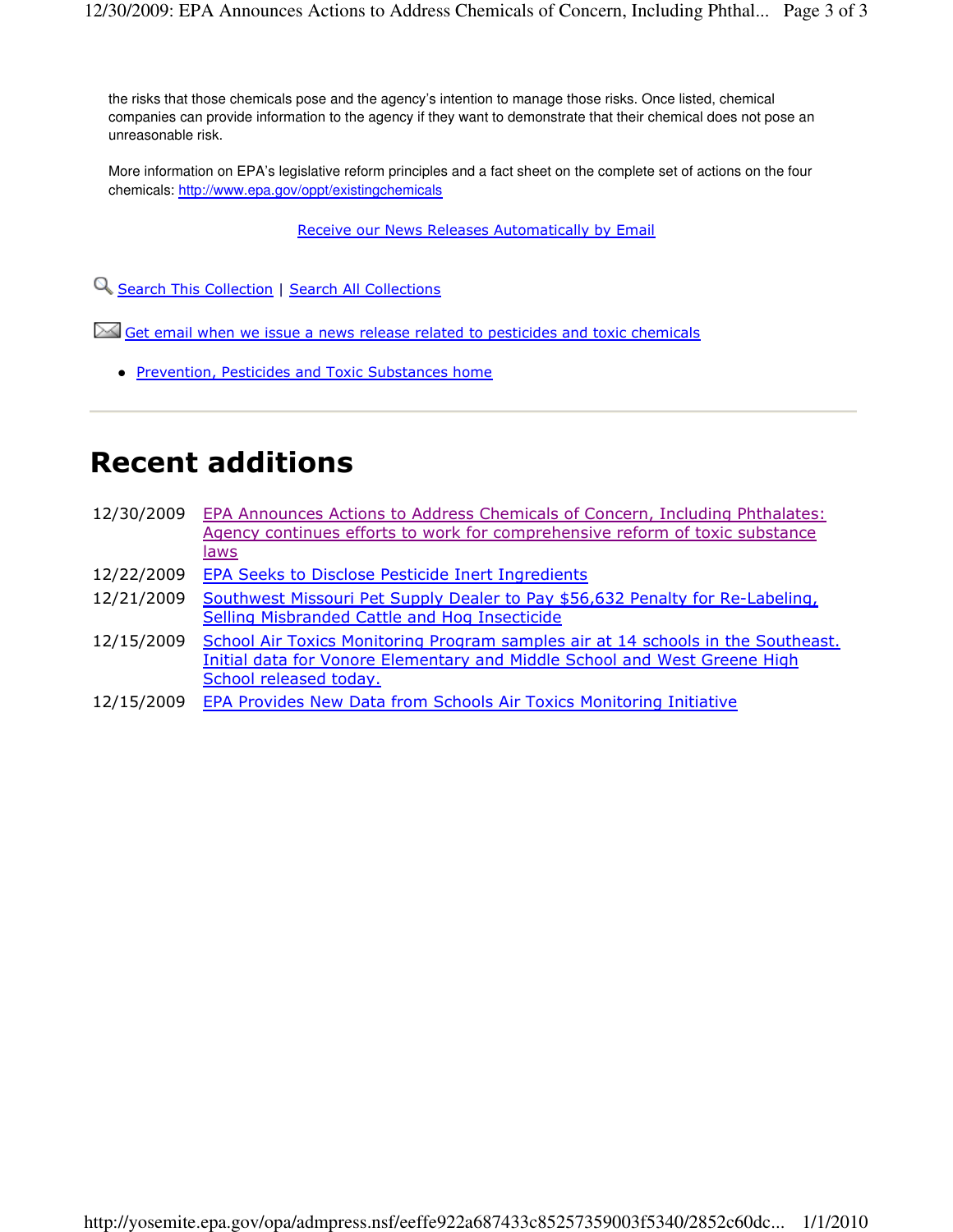the risks that those chemicals pose and the agency's intention to manage those risks. Once listed, chemical companies can provide information to the agency if they want to demonstrate that their chemical does not pose an unreasonable risk.

More information on EPA's legislative reform principles and a fact sheet on the complete set of actions on the four chemicals: http://www.epa.gov/oppt/existingchemicals

Receive our News Releases Automatically by Email

Search This Collection | Search All Collections

Get email when we issue a news release related to pesticides and toxic chemicals

- Prevention, Pesticides and Toxic Substances home

---

# Recent additions

| | |
|---|---|
| 12/30/2009 | EPA Announces Actions to Address Chemicals of Concern, Including Phthalates: Agency continues efforts to work for comprehensive reform of toxic substance laws |
| 12/22/2009 | EPA Seeks to Disclose Pesticide Inert Ingredients |
| 12/21/2009 | Southwest Missouri Pet Supply Dealer to Pay $56,632 Penalty for Re-Labeling, Selling Misbranded Cattle and Hog Insecticide |
| 12/15/2009 | School Air Toxics Monitoring Program samples air at 14 schools in the Southeast. Initial data for Vonore Elementary and Middle School and West Greene High School released today. |
| 12/15/2009 | EPA Provides New Data from Schools Air Toxics Monitoring Initiative |